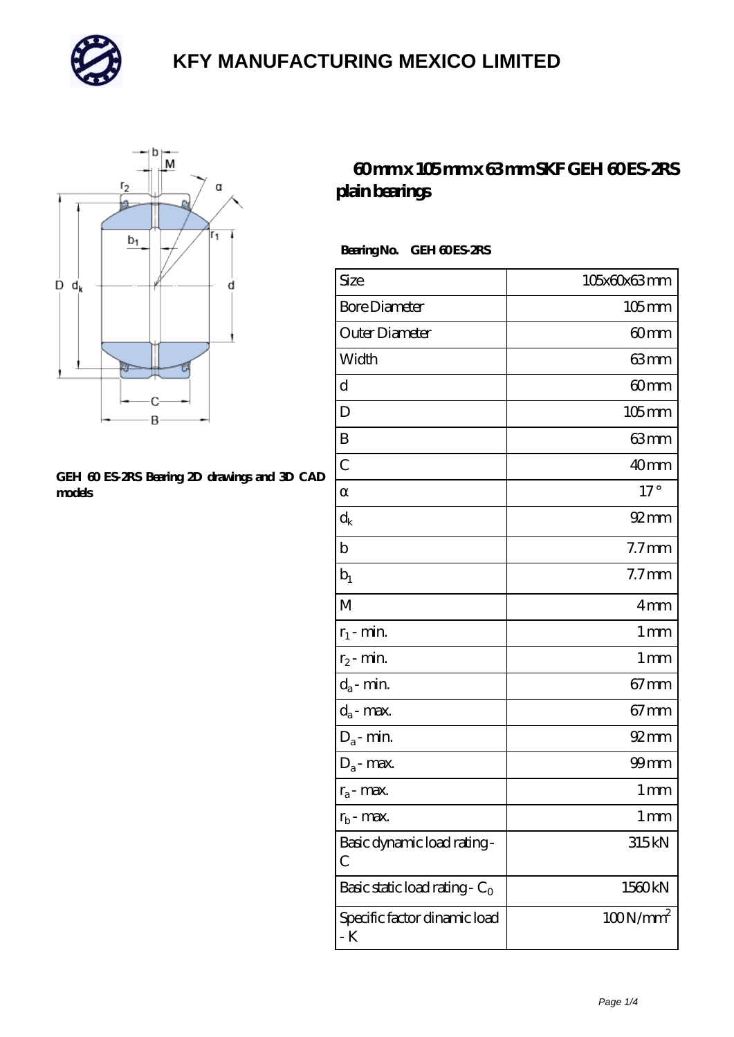# KFY MANUFACTURING MEXICO LIMITED

GEH 60 ES-2RS Bearing 2D drawings and 3D CAD models

## 60 mm x 105 mm x 63 mm SKF GEH 60 ES-2RS plain bearings

**Bearing No. GEH 60 ES-2RS**

| | |
|---|---|
| Size | 105x60x63 mm |
| Bore Diameter | 105 mm |
| Outer Diameter | 60 mm |
| Width | 63 mm |
| d | 60 mm |
| D | 105 mm |
| B | 63 mm |
| C | 40 mm |
| α | 17 ° |
| $d_k$ | 92 mm |
| b | 7.7 mm |
| $b_1$ | 7.7 mm |
| M | 4 mm |
| $r_1$ - min. | 1 mm |
| $r_2$ - min. | 1 mm |
| $d_a$ - min. | 67 mm |
| $d_a$ - max. | 67 mm |
| $D_a$ - min. | 92 mm |
| $D_a$ - max. | 99 mm |
| $r_a$ - max. | 1 mm |
| $r_b$ - max. | 1 mm |
| Basic dynamic load rating - C | 315 kN |
| Basic static load rating - $C_0$ | 1560 kN |
| Specific factor dinamic load - K | 100 N/mm$^2$ |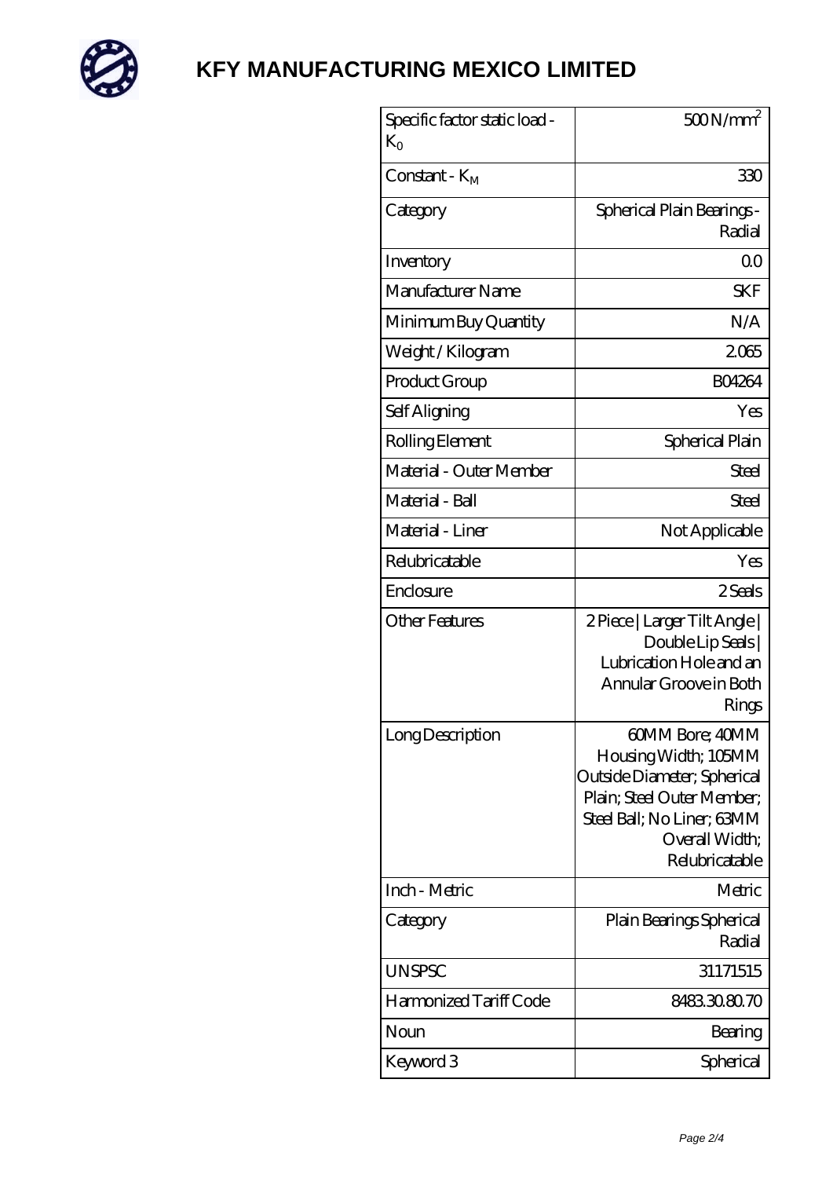# KFY MANUFACTURING MEXICO LIMITED

| | |
|---|---|
| Specific factor static load - $K_0$ | 500 N/mm$^2$ |
| Constant - $K_M$ | 330 |
| Category | Spherical Plain Bearings - Radial |
| Inventory | 0.0 |
| Manufacturer Name | SKF |
| Minimum Buy Quantity | N/A |
| Weight / Kilogram | 2.065 |
| Product Group | B04264 |
| Self Aligning | Yes |
| Rolling Element | Spherical Plain |
| Material - Outer Member | Steel |
| Material - Ball | Steel |
| Material - Liner | Not Applicable |
| Relubricatable | Yes |
| Enclosure | 2 Seals |
| Other Features | 2 Piece \| Larger Tilt Angle \| Double Lip Seals \| Lubrication Hole and an Annular Groove in Both Rings |
| Long Description | 60MM Bore; 40MM Housing Width; 105MM Outside Diameter; Spherical Plain; Steel Outer Member; Steel Ball; No Liner; 63MM Overall Width; Relubricatable |
| Inch - Metric | Metric |
| Category | Plain Bearings Spherical Radial |
| UNSPSC | 31171515 |
| Harmonized Tariff Code | 8483.30.80.70 |
| Noun | Bearing |
| Keyword 3 | Spherical |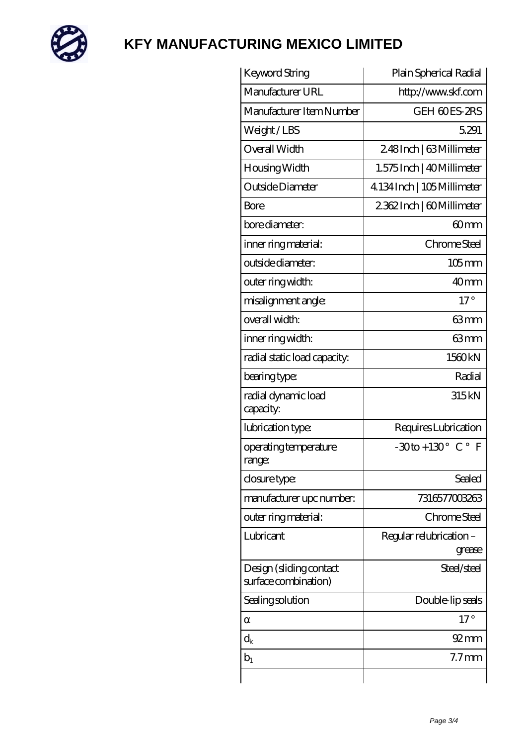# KFY MANUFACTURING MEXICO LIMITED

| Keyword String | Plain Spherical Radial |
| --- | --- |
| Manufacturer URL | http://www.skf.com |
| Manufacturer Item Number | GEH 60 ES-2RS |
| Weight / LBS | 5.291 |
| Overall Width | 2.48 Inch \| 63 Millimeter |
| Housing Width | 1.575 Inch \| 40 Millimeter |
| Outside Diameter | 4.134 Inch \| 105 Millimeter |
| Bore | 2.362 Inch \| 60 Millimeter |
| bore diameter: | 60 mm |
| inner ring material: | Chrome Steel |
| outside diameter: | 105 mm |
| outer ring width: | 40 mm |
| misalignment angle: | 17 ° |
| overall width: | 63 mm |
| inner ring width: | 63 mm |
| radial static load capacity: | 1560 kN |
| bearing type: | Radial |
| radial dynamic load capacity: | 315 kN |
| lubrication type: | Requires Lubrication |
| operating temperature range: | -30 to +130 ° C ° F |
| closure type: | Sealed |
| manufacturer upc number: | 7316577003263 |
| outer ring material: | Chrome Steel |
| Lubricant | Regular relubrication – grease |
| Design (sliding contact surface combination) | Steel/steel |
| Sealing solution | Double-lip seals |
| α | 17 ° |
| $d_k$ | 92 mm |
| $b_1$ | 7.7 mm |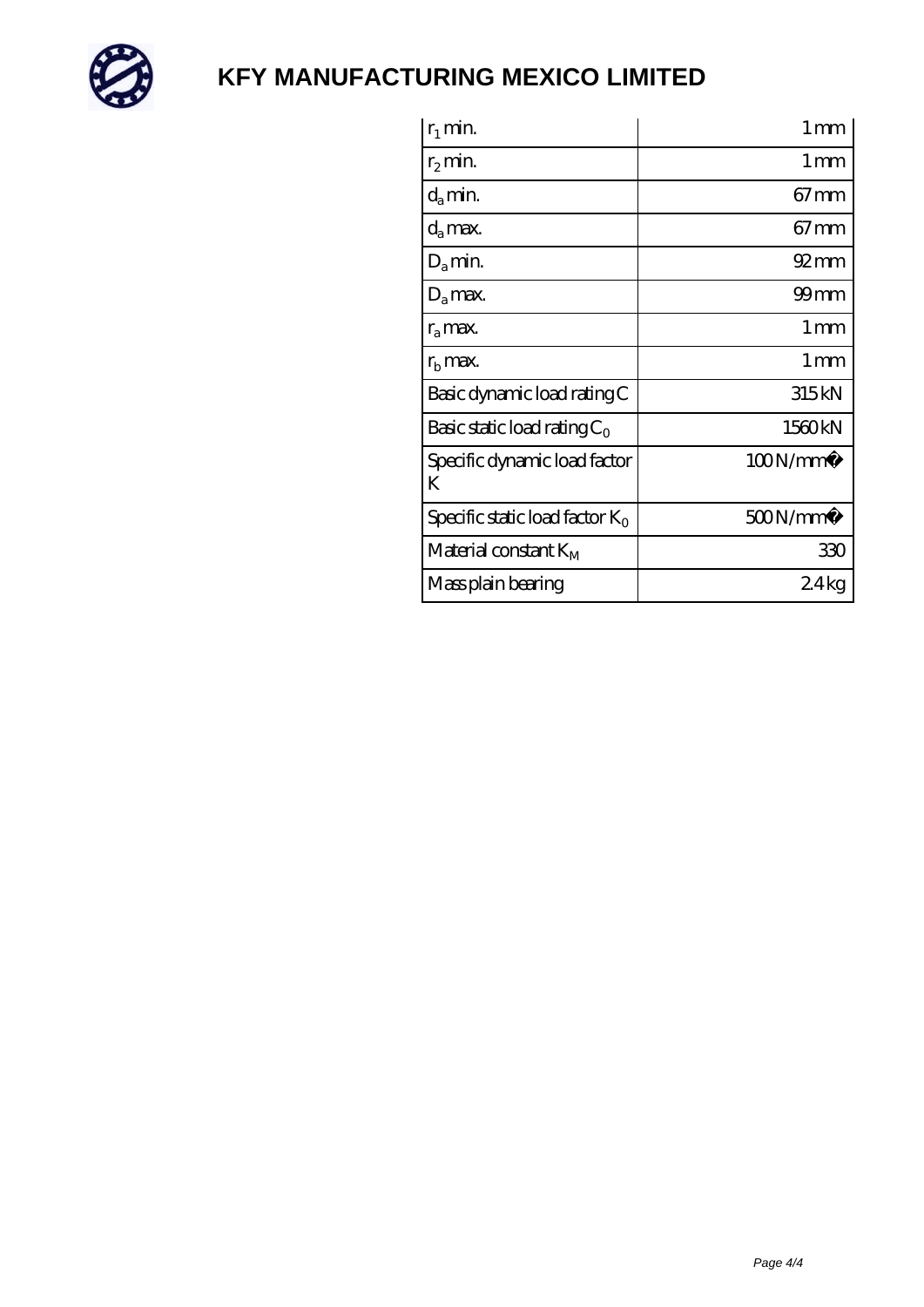| | |
|---|---|
| $r_1$ min. | 1 mm |
| $r_2$ min. | 1 mm |
| $d_a$ min. | 67 mm |
| $d_a$ max. | 67 mm |
| $D_a$ min. | 92 mm |
| $D_a$ max. | 99 mm |
| $r_a$ max. | 1 mm |
| $r_b$ max. | 1 mm |
| Basic dynamic load rating C | 315 kN |
| Basic static load rating $C_0$ | 1560 kN |
| Specific dynamic load factor K | 100 N/mm� |
| Specific static load factor $K_0$ | 500 N/mm� |
| Material constant $K_M$ | 330 |
| Mass plain bearing | 2.4 kg |